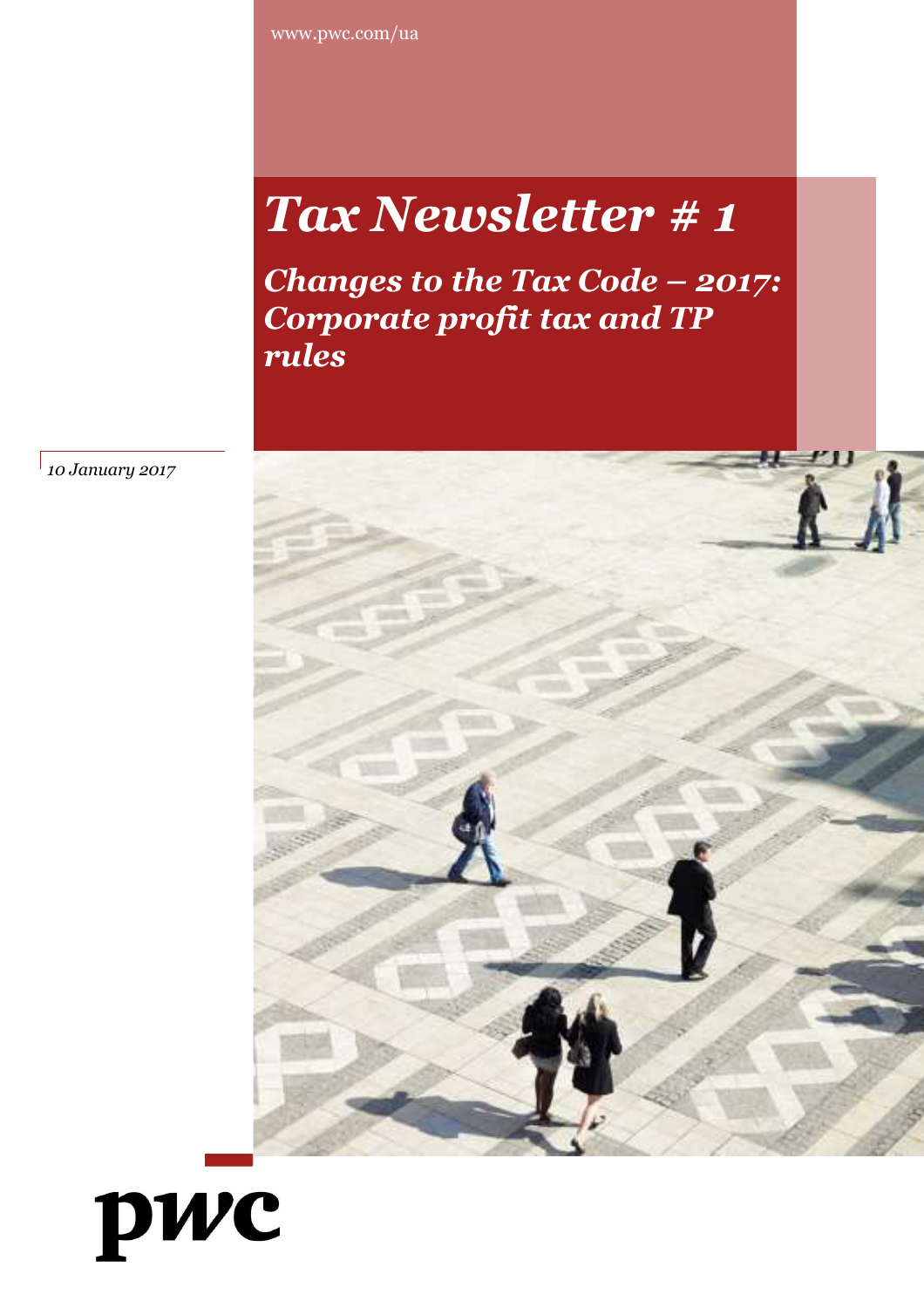www.pwc.com/ua

# *Tax Newsletter # 1*

## *Changes to the Tax Code – 2017: Corporate profit tax and TP rules*

*10 January 2017*

pwc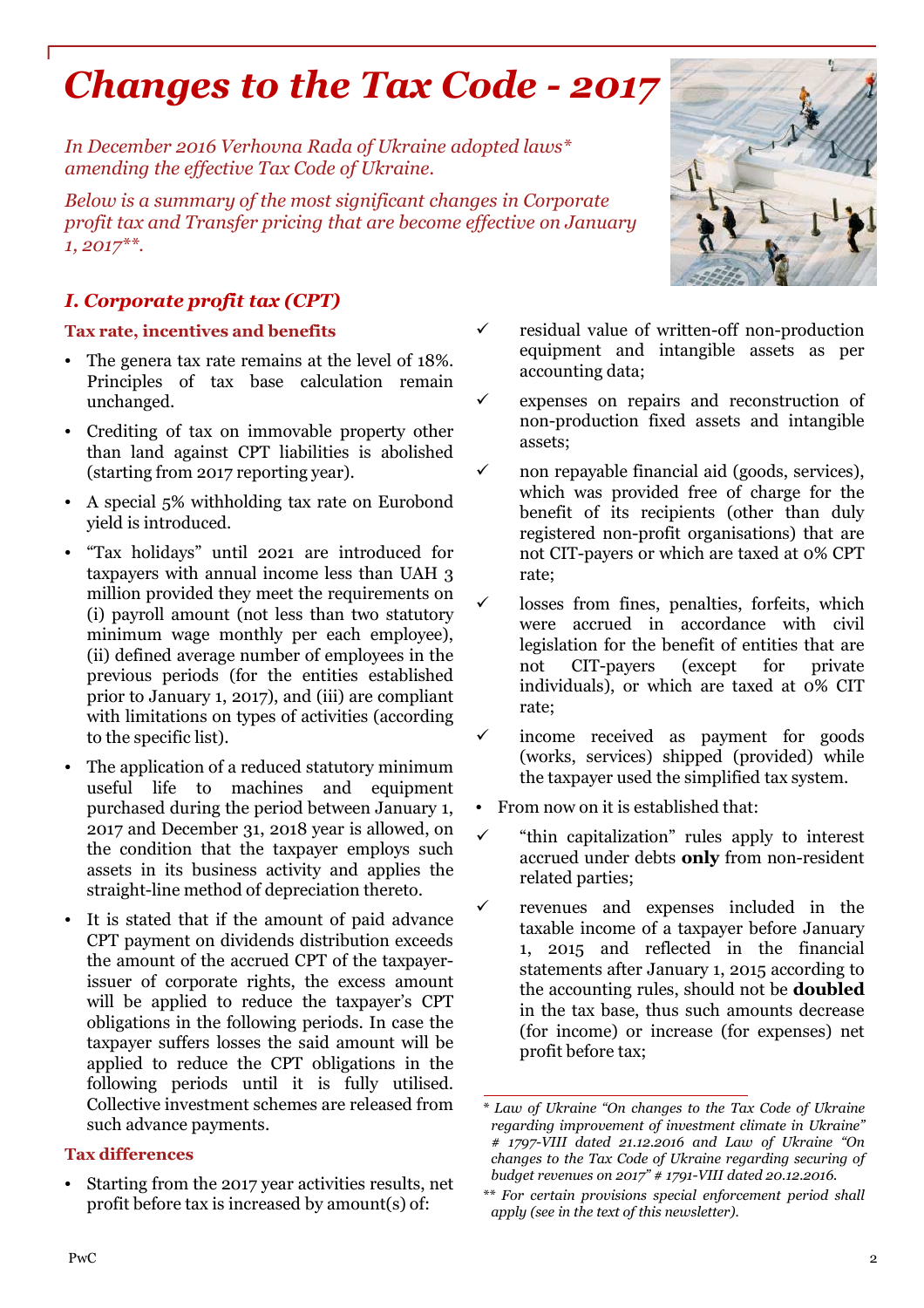# *Changes to the Tax Code - 2017*

*In December 2016 Verhovna Rada of Ukraine adopted laws* amending the effective Tax Code of Ukraine.*

*Below is a summary of the most significant changes in Corporate profit tax and Transfer pricing that are become effective on January 1, 2017**.*

## *I. Corporate profit tax (CPT)*

### Tax rate, incentives and benefits

- The genera tax rate remains at the level of 18%. Principles of tax base calculation remain unchanged.
- Crediting of tax on immovable property other than land against CPT liabilities is abolished (starting from 2017 reporting year).
- A special 5% withholding tax rate on Eurobond yield is introduced.
- "Tax holidays" until 2021 are introduced for taxpayers with annual income less than UAH 3 million provided they meet the requirements on (i) payroll amount (not less than two statutory minimum wage monthly per each employee), (ii) defined average number of employees in the previous periods (for the entities established prior to January 1, 2017), and (iii) are compliant with limitations on types of activities (according to the specific list).
- The application of a reduced statutory minimum useful life to machines and equipment purchased during the period between January 1, 2017 and December 31, 2018 year is allowed, on the condition that the taxpayer employs such assets in its business activity and applies the straight-line method of depreciation thereto.
- It is stated that if the amount of paid advance CPT payment on dividends distribution exceeds the amount of the accrued CPT of the taxpayer-issuer of corporate rights, the excess amount will be applied to reduce the taxpayer's CPT obligations in the following periods. In case the taxpayer suffers losses the said amount will be applied to reduce the CPT obligations in the following periods until it is fully utilised. Collective investment schemes are released from such advance payments.

### Tax differences

- Starting from the 2017 year activities results, net profit before tax is increased by amount(s) of:
  - ✓ residual value of written-off non-production equipment and intangible assets as per accounting data;
  - ✓ expenses on repairs and reconstruction of non-production fixed assets and intangible assets;
  - ✓ non repayable financial aid (goods, services), which was provided free of charge for the benefit of its recipients (other than duly registered non-profit organisations) that are not CIT-payers or which are taxed at 0% CPT rate;
  - ✓ losses from fines, penalties, forfeits, which were accrued in accordance with civil legislation for the benefit of entities that are not CIT-payers (except for private individuals), or which are taxed at 0% CIT rate;
  - ✓ income received as payment for goods (works, services) shipped (provided) while the taxpayer used the simplified tax system.
- From now on it is established that:
  - ✓ "thin capitalization" rules apply to interest accrued under debts **only** from non-resident related parties;
  - ✓ revenues and expenses included in the taxable income of a taxpayer before January 1, 2015 and reflected in the financial statements after January 1, 2015 according to the accounting rules, should not be **doubled** in the tax base, thus such amounts decrease (for income) or increase (for expenses) net profit before tax;

---

*\* Law of Ukraine "On changes to the Tax Code of Ukraine regarding improvement of investment climate in Ukraine" # 1797-VIII dated 21.12.2016 and Law of Ukraine "On changes to the Tax Code of Ukraine regarding securing of budget revenues on 2017" # 1791-VIII dated 20.12.2016.*

*\*\* For certain provisions special enforcement period shall apply (see in the text of this newsletter).*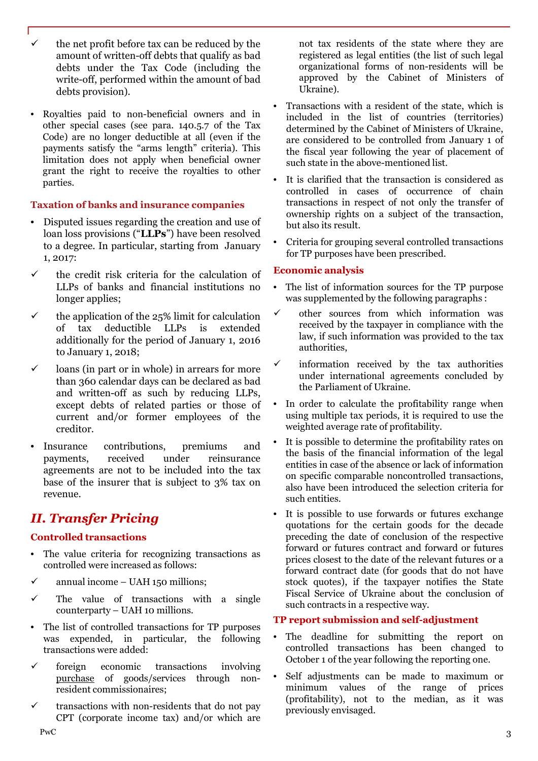- ✓ the net profit before tax can be reduced by the amount of written-off debts that qualify as bad debts under the Tax Code (including the write-off, performed within the amount of bad debts provision).

- Royalties paid to non-beneficial owners and in other special cases (see para. 140.5.7 of the Tax Code) are no longer deductible at all (even if the payments satisfy the "arms length" criteria). This limitation does not apply when beneficial owner grant the right to receive the royalties to other parties.

### Taxation of banks and insurance companies

- Disputed issues regarding the creation and use of loan loss provisions ("**LLPs**") have been resolved to a degree. In particular, starting from January 1, 2017:
  - ✓ the credit risk criteria for the calculation of LLPs of banks and financial institutions no longer applies;
  - ✓ the application of the 25% limit for calculation of tax deductible LLPs is extended additionally for the period of January 1, 2016 to January 1, 2018;
  - ✓ loans (in part or in whole) in arrears for more than 360 calendar days can be declared as bad and written-off as such by reducing LLPs, except debts of related parties or those of current and/or former employees of the creditor.
- Insurance contributions, premiums and payments, received under reinsurance agreements are not to be included into the tax base of the insurer that is subject to 3% tax on revenue.

## *II. Transfer Pricing*

### Controlled transactions

- The value criteria for recognizing transactions as controlled were increased as follows:
  - ✓ annual income – UAH 150 millions;
  - ✓ The value of transactions with a single counterparty – UAH 10 millions.
- The list of controlled transactions for TP purposes was expended, in particular, the following transactions were added:
  - ✓ foreign economic transactions involving purchase of goods/services through non-resident commissionaires;
  - ✓ transactions with non-residents that do not pay CPT (corporate income tax) and/or which are not tax residents of the state where they are registered as legal entities (the list of such legal organizational forms of non-residents will be approved by the Cabinet of Ministers of Ukraine).
- Transactions with a resident of the state, which is included in the list of countries (territories) determined by the Cabinet of Ministers of Ukraine, are considered to be controlled from January 1 of the fiscal year following the year of placement of such state in the above-mentioned list.
- It is clarified that the transaction is considered as controlled in cases of occurrence of chain transactions in respect of not only the transfer of ownership rights on a subject of the transaction, but also its result.
- Criteria for grouping several controlled transactions for TP purposes have been prescribed.

### Economic analysis

- The list of information sources for the TP purpose was supplemented by the following paragraphs :
  - ✓ other sources from which information was received by the taxpayer in compliance with the law, if such information was provided to the tax authorities,
  - ✓ information received by the tax authorities under international agreements concluded by the Parliament of Ukraine.
- In order to calculate the profitability range when using multiple tax periods, it is required to use the weighted average rate of profitability.
- It is possible to determine the profitability rates on the basis of the financial information of the legal entities in case of the absence or lack of information on specific comparable noncontrolled transactions, also have been introduced the selection criteria for such entities.
- It is possible to use forwards or futures exchange quotations for the certain goods for the decade preceding the date of conclusion of the respective forward or futures contract and forward or futures prices closest to the date of the relevant futures or a forward contract date (for goods that do not have stock quotes), if the taxpayer notifies the State Fiscal Service of Ukraine about the conclusion of such contracts in a respective way.

### TP report submission and self-adjustment

- The deadline for submitting the report on controlled transactions has been changed to October 1 of the year following the reporting one.
- Self adjustments can be made to maximum or minimum values of the range of prices (profitability), not to the median, as it was previously envisaged.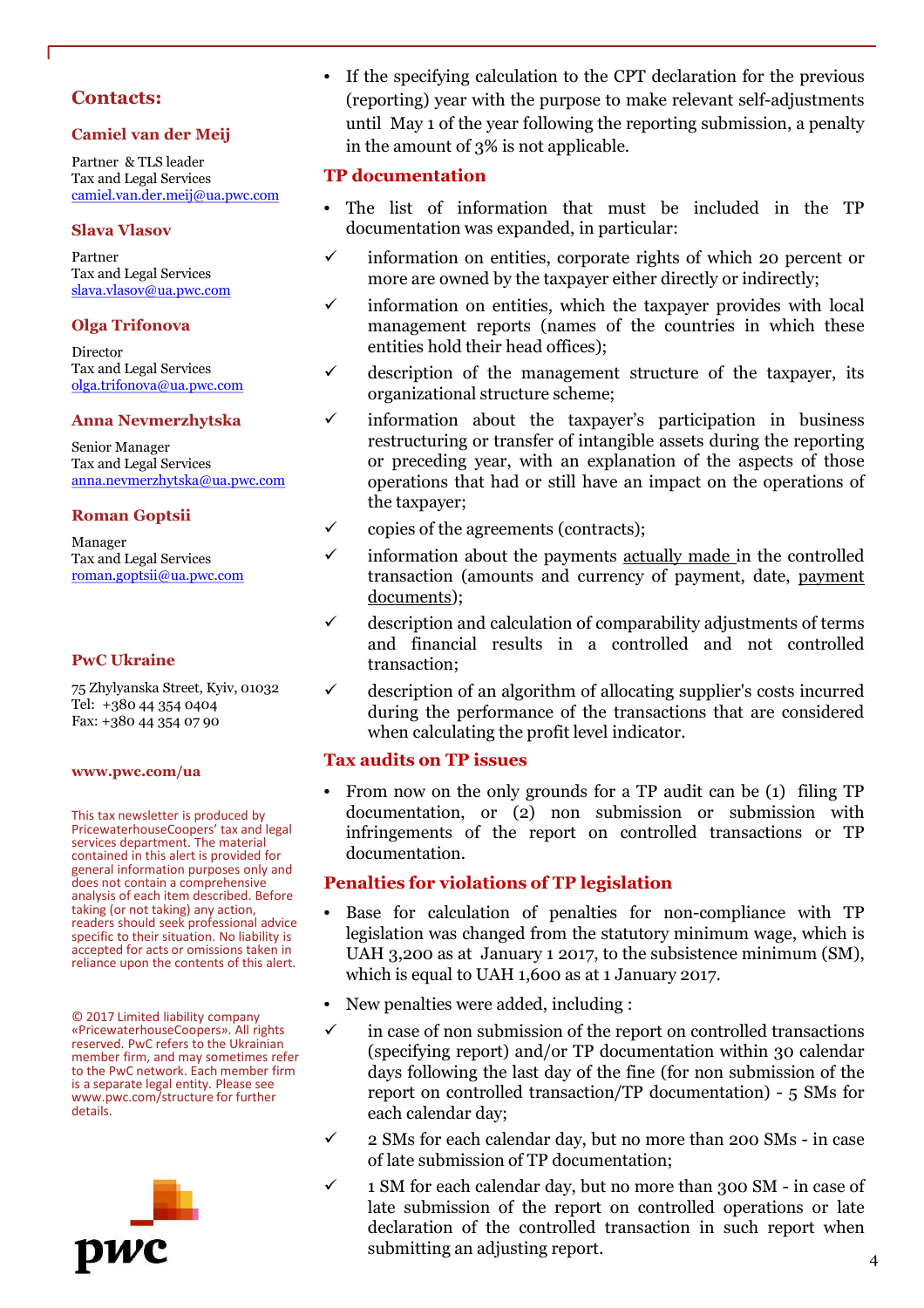## Contacts:

### Camiel van der Meij

Partner & TLS leader
Tax and Legal Services
camiel.van.der.meij@ua.pwc.com

### Slava Vlasov

Partner
Tax and Legal Services
slava.vlasov@ua.pwc.com

### Olga Trifonova

Director
Tax and Legal Services
olga.trifonova@ua.pwc.com

### Anna Nevmerzhytska

Senior Manager
Tax and Legal Services
anna.nevmerzhytska@ua.pwc.com

### Roman Goptsii

Manager
Tax and Legal Services
roman.goptsii@ua.pwc.com

### PwC Ukraine

75 Zhylyanska Street, Kyiv, 01032
Tel: +380 44 354 0404
Fax: +380 44 354 07 90

**www.pwc.com/ua**

This tax newsletter is produced by PricewaterhouseCoopers' tax and legal services department. The material contained in this alert is provided for general information purposes only and does not contain a comprehensive analysis of each item described. Before taking (or not taking) any action, readers should seek professional advice specific to their situation. No liability is accepted for acts or omissions taken in reliance upon the contents of this alert.

© 2017 Limited liability company «PricewaterhouseCoopers». All rights reserved. PwC refers to the Ukrainian member firm, and may sometimes refer to the PwC network. Each member firm is a separate legal entity. Please see www.pwc.com/structure for further details.

- If the specifying calculation to the CPT declaration for the previous (reporting) year with the purpose to make relevant self-adjustments until May 1 of the year following the reporting submission, a penalty in the amount of 3% is not applicable.

## TP documentation

- The list of information that must be included in the TP documentation was expanded, in particular:

✓ information on entities, corporate rights of which 20 percent or more are owned by the taxpayer either directly or indirectly;

✓ information on entities, which the taxpayer provides with local management reports (names of the countries in which these entities hold their head offices);

✓ description of the management structure of the taxpayer, its organizational structure scheme;

✓ information about the taxpayer's participation in business restructuring or transfer of intangible assets during the reporting or preceding year, with an explanation of the aspects of those operations that had or still have an impact on the operations of the taxpayer;

✓ copies of the agreements (contracts);

✓ information about the payments actually made in the controlled transaction (amounts and currency of payment, date, payment documents);

✓ description and calculation of comparability adjustments of terms and financial results in a controlled and not controlled transaction;

✓ description of an algorithm of allocating supplier's costs incurred during the performance of the transactions that are considered when calculating the profit level indicator.

## Tax audits on TP issues

- From now on the only grounds for a TP audit can be (1) filing TP documentation, or (2) non submission or submission with infringements of the report on controlled transactions or TP documentation.

## Penalties for violations of TP legislation

- Base for calculation of penalties for non-compliance with TP legislation was changed from the statutory minimum wage, which is UAH 3,200 as at January 1 2017, to the subsistence minimum (SM), which is equal to UAH 1,600 as at 1 January 2017.
- New penalties were added, including :

✓ in case of non submission of the report on controlled transactions (specifying report) and/or TP documentation within 30 calendar days following the last day of the fine (for non submission of the report on controlled transaction/TP documentation) - 5 SMs for each calendar day;

✓ 2 SMs for each calendar day, but no more than 200 SMs - in case of late submission of TP documentation;

✓ 1 SM for each calendar day, but no more than 300 SM - in case of late submission of the report on controlled operations or late declaration of the controlled transaction in such report when submitting an adjusting report.